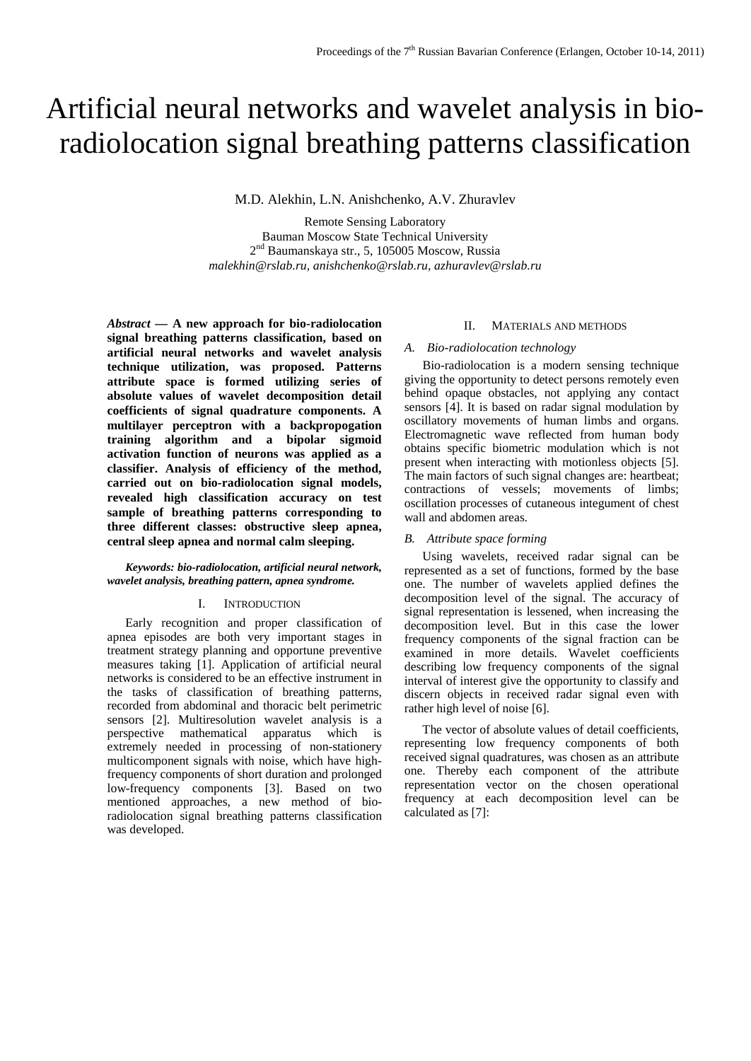# Artificial neural networks and wavelet analysis in bio-radiolocation signal breathing patterns classification

M.D. Alekhin, L.N. Anishchenko, A.V. Zhuravlev

Remote Sensing Laboratory
Bauman Moscow State Technical University
2nd Baumanskaya str., 5, 105005 Moscow, Russia
*malekhin@rslab.ru, anishchenko@rslab.ru, azhuravlev@rslab.ru*

***Abstract* — A new approach for bio-radiolocation signal breathing patterns classification, based on artificial neural networks and wavelet analysis technique utilization, was proposed. Patterns attribute space is formed utilizing series of absolute values of wavelet decomposition detail coefficients of signal quadrature components. A multilayer perceptron with a backpropogation training algorithm and a bipolar sigmoid activation function of neurons was applied as a classifier. Analysis of efficiency of the method, carried out on bio-radiolocation signal models, revealed high classification accuracy on test sample of breathing patterns corresponding to three different classes: obstructive sleep apnea, central sleep apnea and normal calm sleeping.**

***Keywords: bio-radiolocation, artificial neural network, wavelet analysis, breathing pattern, apnea syndrome.***

## I. Introduction

Early recognition and proper classification of apnea episodes are both very important stages in treatment strategy planning and opportune preventive measures taking [1]. Application of artificial neural networks is considered to be an effective instrument in the tasks of classification of breathing patterns, recorded from abdominal and thoracic belt perimetric sensors [2]. Multiresolution wavelet analysis is a perspective mathematical apparatus which is extremely needed in processing of non-stationery multicomponent signals with noise, which have high-frequency components of short duration and prolonged low-frequency components [3]. Based on two mentioned approaches, a new method of bio-radiolocation signal breathing patterns classification was developed.

## II. Materials and methods

### A. Bio-radiolocation technology

Bio-radiolocation is a modern sensing technique giving the opportunity to detect persons remotely even behind opaque obstacles, not applying any contact sensors [4]. It is based on radar signal modulation by oscillatory movements of human limbs and organs. Electromagnetic wave reflected from human body obtains specific biometric modulation which is not present when interacting with motionless objects [5]. The main factors of such signal changes are: heartbeat; contractions of vessels; movements of limbs; oscillation processes of cutaneous integument of chest wall and abdomen areas.

### B. Attribute space forming

Using wavelets, received radar signal can be represented as a set of functions, formed by the base one. The number of wavelets applied defines the decomposition level of the signal. The accuracy of signal representation is lessened, when increasing the decomposition level. But in this case the lower frequency components of the signal fraction can be examined in more details. Wavelet coefficients describing low frequency components of the signal interval of interest give the opportunity to classify and discern objects in received radar signal even with rather high level of noise [6].

The vector of absolute values of detail coefficients, representing low frequency components of both received signal quadratures, was chosen as an attribute one. Thereby each component of the attribute representation vector on the chosen operational frequency at each decomposition level can be calculated as [7]: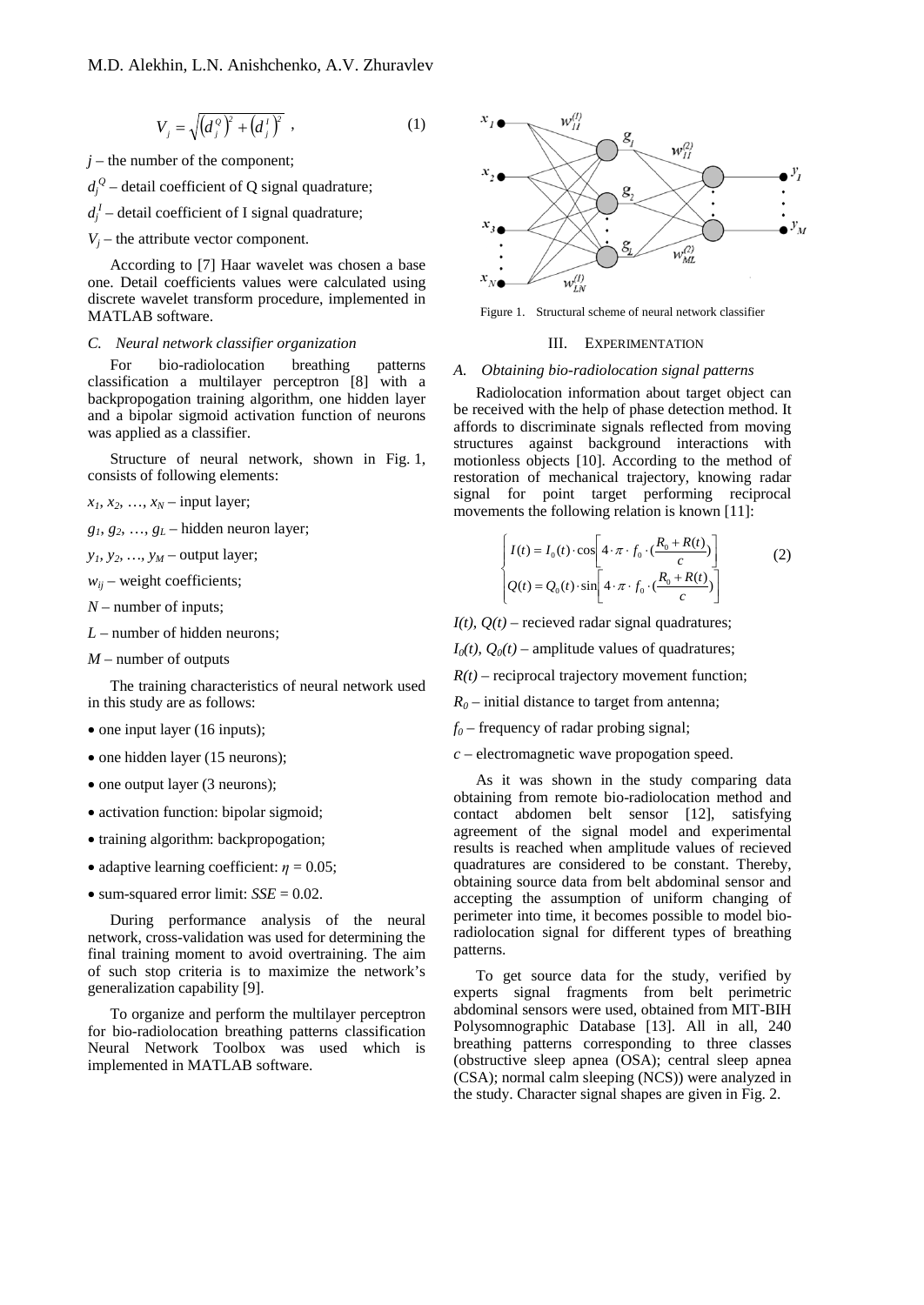$$V_j = \sqrt{\left(d_j^Q\right)^2 + \left(d_j^I\right)^2}\ , \qquad (1)$$

$j$ – the number of the component;

$d_j^Q$ – detail coefficient of Q signal quadrature;

$d_j^I$ – detail coefficient of I signal quadrature;

$V_j$ – the attribute vector component.

According to [7] Haar wavelet was chosen a base one. Detail coefficients values were calculated using discrete wavelet transform procedure, implemented in MATLAB software.

### *C. Neural network classifier organization*

For bio-radiolocation breathing patterns classification a multilayer perceptron [8] with a backpropogation training algorithm, one hidden layer and a bipolar sigmoid activation function of neurons was applied as a classifier.

Structure of neural network, shown in Fig. 1, consists of following elements:

$x_1, x_2, \ldots, x_N$ – input layer;

$g_1, g_2, \ldots, g_L$ – hidden neuron layer;

$y_1, y_2, \ldots, y_M$ – output layer;

$w_{ij}$ – weight coefficients;

$N$ – number of inputs;

$L$ – number of hidden neurons;

$M$ – number of outputs

The training characteristics of neural network used in this study are as follows:

- one input layer (16 inputs);
- one hidden layer (15 neurons);
- one output layer (3 neurons);
- activation function: bipolar sigmoid;
- training algorithm: backpropogation;
- adaptive learning coefficient: $\eta = 0.05$;
- sum-squared error limit: $SSE = 0.02$.

During performance analysis of the neural network, cross-validation was used for determining the final training moment to avoid overtraining. The aim of such stop criteria is to maximize the network's generalization capability [9].

To organize and perform the multilayer perceptron for bio-radiolocation breathing patterns classification Neural Network Toolbox was used which is implemented in MATLAB software.

Figure 1. Structural scheme of neural network classifier

## III. EXPERIMENTATION

### *A. Obtaining bio-radiolocation signal patterns*

Radiolocation information about target object can be received with the help of phase detection method. It affords to discriminate signals reflected from moving structures against background interactions with motionless objects [10]. According to the method of restoration of mechanical trajectory, knowing radar signal for point target performing reciprocal movements the following relation is known [11]:

$$\begin{cases} I(t) = I_0(t) \cdot \cos\left[4 \cdot \pi \cdot f_0 \cdot \left(\dfrac{R_0 + R(t)}{c}\right)\right] \\ Q(t) = Q_0(t) \cdot \sin\left[4 \cdot \pi \cdot f_0 \cdot \left(\dfrac{R_0 + R(t)}{c}\right)\right] \end{cases} \qquad (2)$$

$I(t)$, $Q(t)$ – recieved radar signal quadratures;

$I_0(t)$, $Q_0(t)$ – amplitude values of quadratures;

$R(t)$ – reciprocal trajectory movement function;

$R_0$ – initial distance to target from antenna;

$f_0$ – frequency of radar probing signal;

$c$ – electromagnetic wave propogation speed.

As it was shown in the study comparing data obtaining from remote bio-radiolocation method and contact abdomen belt sensor [12], satisfying agreement of the signal model and experimental results is reached when amplitude values of recieved quadratures are considered to be constant. Thereby, obtaining source data from belt abdominal sensor and accepting the assumption of uniform changing of perimeter into time, it becomes possible to model bio-radiolocation signal for different types of breathing patterns.

To get source data for the study, verified by experts signal fragments from belt perimetric abdominal sensors were used, obtained from MIT-BIH Polysomnographic Database [13]. All in all, 240 breathing patterns corresponding to three classes (obstructive sleep apnea (OSA); central sleep apnea (CSA); normal calm sleeping (NCS)) were analyzed in the study. Character signal shapes are given in Fig. 2.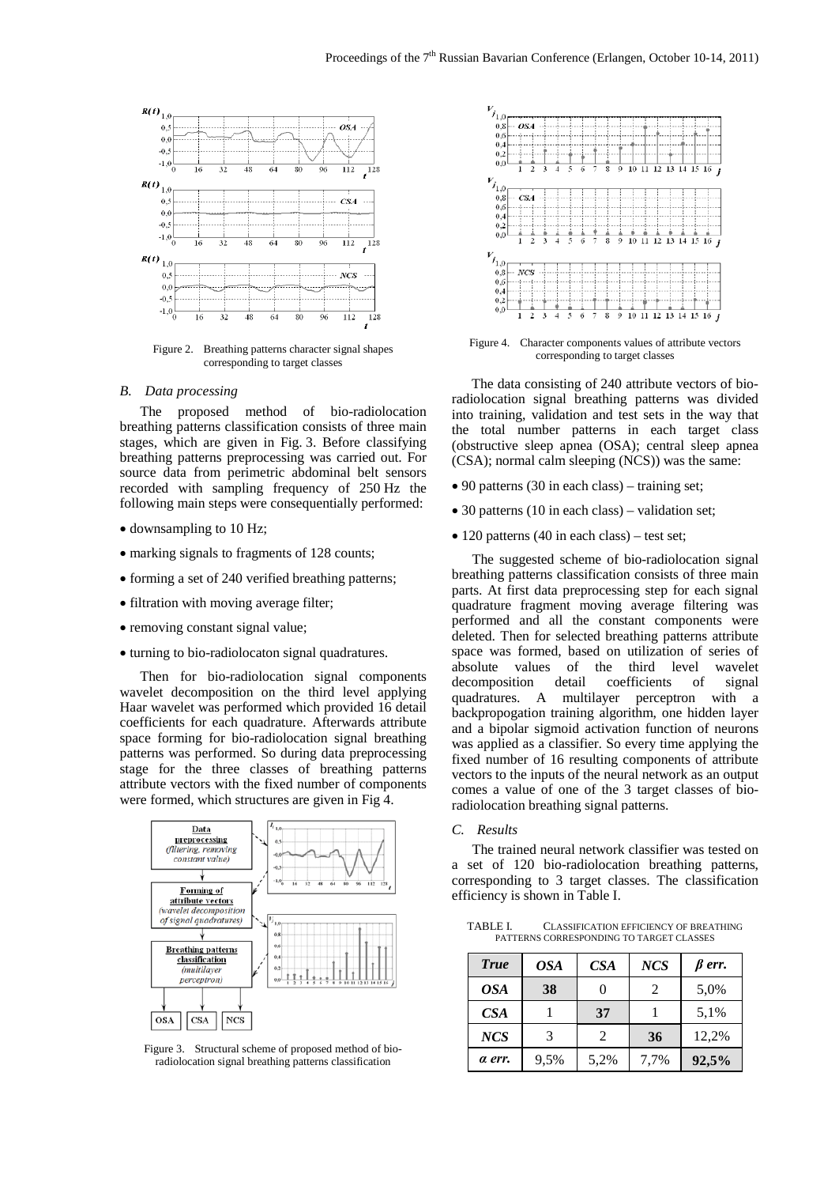Figure 2. Breathing patterns character signal shapes corresponding to target classes

### B. Data processing

The proposed method of bio-radiolocation breathing patterns classification consists of three main stages, which are given in Fig. 3. Before classifying breathing patterns preprocessing was carried out. For source data from perimetric abdominal belt sensors recorded with sampling frequency of 250 Hz the following main steps were consequentially performed:

- downsampling to 10 Hz;
- marking signals to fragments of 128 counts;
- forming a set of 240 verified breathing patterns;
- filtration with moving average filter;
- removing constant signal value;
- turning to bio-radiolocaton signal quadratures.

Then for bio-radiolocation signal components wavelet decomposition on the third level applying Haar wavelet was performed which provided 16 detail coefficients for each quadrature. Afterwards attribute space forming for bio-radiolocation signal breathing patterns was performed. So during data preprocessing stage for the three classes of breathing patterns attribute vectors with the fixed number of components were formed, which structures are given in Fig 4.

Figure 3. Structural scheme of proposed method of bio-radiolocation signal breathing patterns classification

Figure 4. Character components values of attribute vectors corresponding to target classes

The data consisting of 240 attribute vectors of bio-radiolocation signal breathing patterns was divided into training, validation and test sets in the way that the total number patterns in each target class (obstructive sleep apnea (OSA); central sleep apnea (CSA); normal calm sleeping (NCS)) was the same:

- 90 patterns (30 in each class) – training set;
- 30 patterns (10 in each class) – validation set;
- 120 patterns (40 in each class) – test set;

The suggested scheme of bio-radiolocation signal breathing patterns classification consists of three main parts. At first data preprocessing step for each signal quadrature fragment moving average filtering was performed and all the constant components were deleted. Then for selected breathing patterns attribute space was formed, based on utilization of series of absolute values of the third level wavelet decomposition detail coefficients of signal quadratures. A multilayer perceptron with a backpropogation training algorithm, one hidden layer and a bipolar sigmoid activation function of neurons was applied as a classifier. So every time applying the fixed number of 16 resulting components of attribute vectors to the inputs of the neural network as an output comes a value of one of the 3 target classes of bio-radiolocation breathing signal patterns.

### C. Results

The trained neural network classifier was tested on a set of 120 bio-radiolocation breathing patterns, corresponding to 3 target classes. The classification efficiency is shown in Table I.

TABLE I. CLASSIFICATION EFFICIENCY OF BREATHING PATTERNS CORRESPONDING TO TARGET CLASSES

| *True* | *OSA* | *CSA* | *NCS* | *β err.* |
|---|---|---|---|---|
| *OSA* | **38** | 0 | 2 | 5,0% |
| *CSA* | 1 | **37** | 1 | 5,1% |
| *NCS* | 3 | 2 | **36** | 12,2% |
| *α err.* | 9,5% | 5,2% | 7,7% | **92,5%** |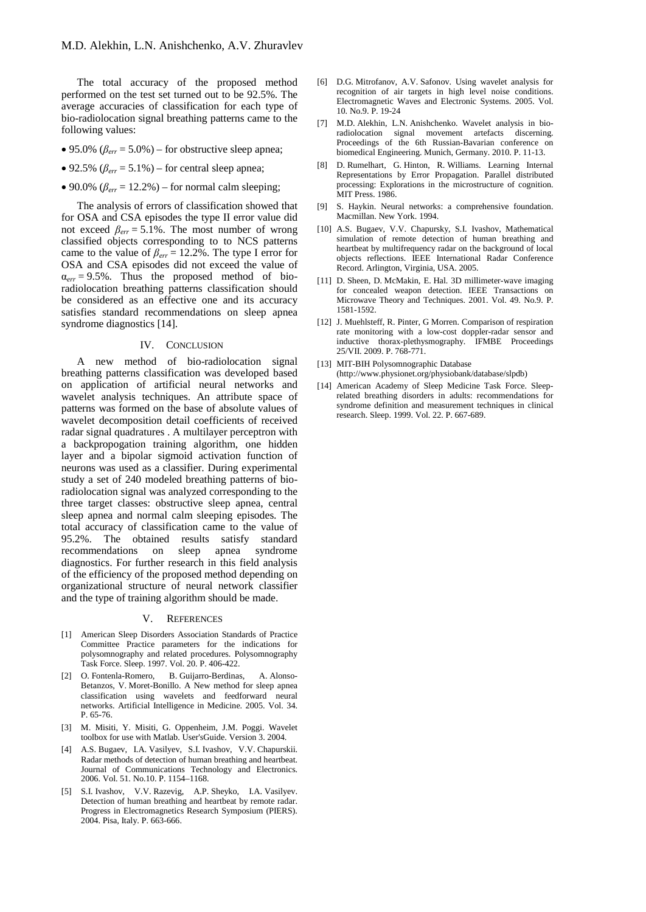The total accuracy of the proposed method performed on the test set turned out to be 92.5%. The average accuracies of classification for each type of bio-radiolocation signal breathing patterns came to the following values:

- 95.0% ($\beta_{err}$ = 5.0%) – for obstructive sleep apnea;
- 92.5% ($\beta_{err}$ = 5.1%) – for central sleep apnea;
- 90.0% ($\beta_{err}$ = 12.2%) – for normal calm sleeping;

The analysis of errors of classification showed that for OSA and CSA episodes the type II error value did not exceed $\beta_{err}$ = 5.1%. The most number of wrong classified objects corresponding to to NCS patterns came to the value of $\beta_{err}$ = 12.2%. The type I error for OSA and CSA episodes did not exceed the value of $\alpha_{err}$ = 9.5%. Thus the proposed method of bio-radiolocation breathing patterns classification should be considered as an effective one and its accuracy satisfies standard recommendations on sleep apnea syndrome diagnostics [14].

## IV. Conclusion

A new method of bio-radiolocation signal breathing patterns classification was developed based on application of artificial neural networks and wavelet analysis techniques. An attribute space of patterns was formed on the base of absolute values of wavelet decomposition detail coefficients of received radar signal quadratures . A multilayer perceptron with a backpropogation training algorithm, one hidden layer and a bipolar sigmoid activation function of neurons was used as a classifier. During experimental study a set of 240 modeled breathing patterns of bio-radiolocation signal was analyzed corresponding to the three target classes: obstructive sleep apnea, central sleep apnea and normal calm sleeping episodes. The total accuracy of classification came to the value of 95.2%. The obtained results satisfy standard recommendations on sleep apnea syndrome diagnostics. For further research in this field analysis of the efficiency of the proposed method depending on organizational structure of neural network classifier and the type of training algorithm should be made.

## V. References

[1] American Sleep Disorders Association Standards of Practice Committee Practice parameters for the indications for polysomnography and related procedures. Polysomnography Task Force. Sleep. 1997. Vol. 20. P. 406-422.

[2] O. Fontenla-Romero, B. Guijarro-Berdinas, A. Alonso-Betanzos, V. Moret-Bonillo. A New method for sleep apnea classification using wavelets and feedforward neural networks. Artificial Intelligence in Medicine. 2005. Vol. 34. P. 65-76.

[3] M. Misiti, Y. Misiti, G. Oppenheim, J.M. Poggi. Wavelet toolbox for use with Matlab. User'sGuide. Version 3. 2004.

[4] A.S. Bugaev, I.A. Vasilyev, S.I. Ivashov, V.V. Chapurskii. Radar methods of detection of human breathing and heartbeat. Journal of Communications Technology and Electronics. 2006. Vol. 51. No.10. P. 1154–1168.

[5] S.I. Ivashov, V.V. Razevig, A.P. Sheyko, I.A. Vasilyev. Detection of human breathing and heartbeat by remote radar. Progress in Electromagnetics Research Symposium (PIERS). 2004. Pisa, Italy. P. 663-666.

[6] D.G. Mitrofanov, A.V. Safonov. Using wavelet analysis for recognition of air targets in high level noise conditions. Electromagnetic Waves and Electronic Systems. 2005. Vol. 10. No.9. P. 19-24

[7] M.D. Alekhin, L.N. Anishchenko. Wavelet analysis in bio-radiolocation signal movement artefacts discerning. Proceedings of the 6th Russian-Bavarian conference on biomedical Engineering. Munich, Germany. 2010. P. 11-13.

[8] D. Rumelhart, G. Hinton, R. Williams. Learning Internal Representations by Error Propagation. Parallel distributed processing: Explorations in the microstructure of cognition. MIT Press. 1986.

[9] S. Haykin. Neural networks: a comprehensive foundation. Macmillan. New York. 1994.

[10] A.S. Bugaev, V.V. Chapursky, S.I. Ivashov, Mathematical simulation of remote detection of human breathing and heartbeat by multifrequency radar on the background of local objects reflections. IEEE International Radar Conference Record. Arlington, Virginia, USA. 2005.

[11] D. Sheen, D. McMakin, E. Hal. 3D millimeter-wave imaging for concealed weapon detection. IEEE Transactions on Microwave Theory and Techniques. 2001. Vol. 49. No.9. P. 1581-1592.

[12] J. Muehlsteff, R. Pinter, G Morren. Comparison of respiration rate monitoring with a low-cost doppler-radar sensor and inductive thorax-plethysmography. IFMBE Proceedings 25/VII. 2009. P. 768-771.

[13] MIT-BIH Polysomnographic Database (http://www.physionet.org/physiobank/database/slpdb)

[14] American Academy of Sleep Medicine Task Force. Sleep-related breathing disorders in adults: recommendations for syndrome definition and measurement techniques in clinical research. Sleep. 1999. Vol. 22. P. 667-689.